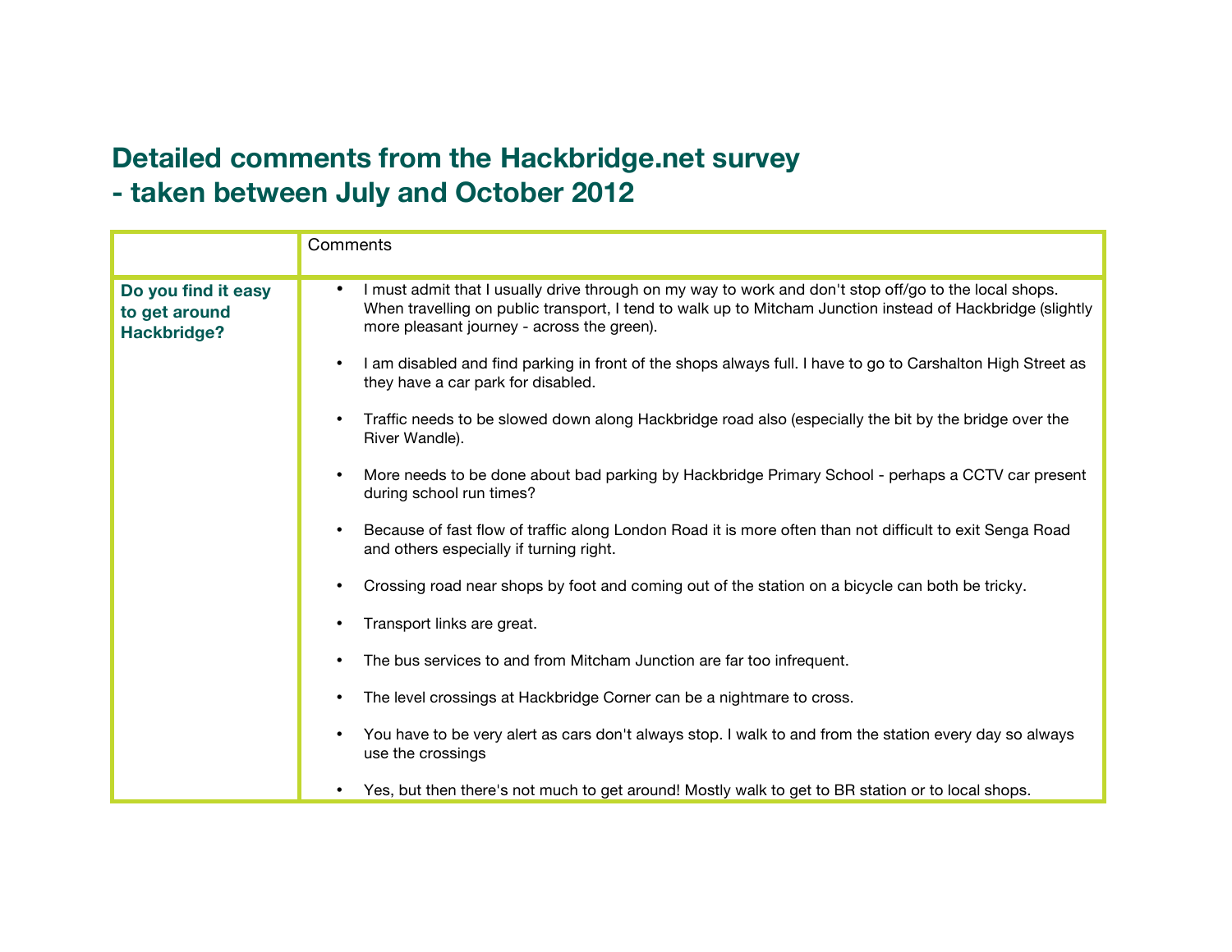# Detailed comments from the Hackbridge.net survey - taken between July and October 2012

| | Comments |
|---|---|
| **Do you find it easy to get around Hackbridge?** | • I must admit that I usually drive through on my way to work and don't stop off/go to the local shops. When travelling on public transport, I tend to walk up to Mitcham Junction instead of Hackbridge (slightly more pleasant journey - across the green).<br><br>• I am disabled and find parking in front of the shops always full. I have to go to Carshalton High Street as they have a car park for disabled.<br><br>• Traffic needs to be slowed down along Hackbridge road also (especially the bit by the bridge over the River Wandle).<br><br>• More needs to be done about bad parking by Hackbridge Primary School - perhaps a CCTV car present during school run times?<br><br>• Because of fast flow of traffic along London Road it is more often than not difficult to exit Senga Road and others especially if turning right.<br><br>• Crossing road near shops by foot and coming out of the station on a bicycle can both be tricky.<br><br>• Transport links are great.<br><br>• The bus services to and from Mitcham Junction are far too infrequent.<br><br>• The level crossings at Hackbridge Corner can be a nightmare to cross.<br><br>• You have to be very alert as cars don't always stop. I walk to and from the station every day so always use the crossings<br><br>• Yes, but then there's not much to get around! Mostly walk to get to BR station or to local shops. |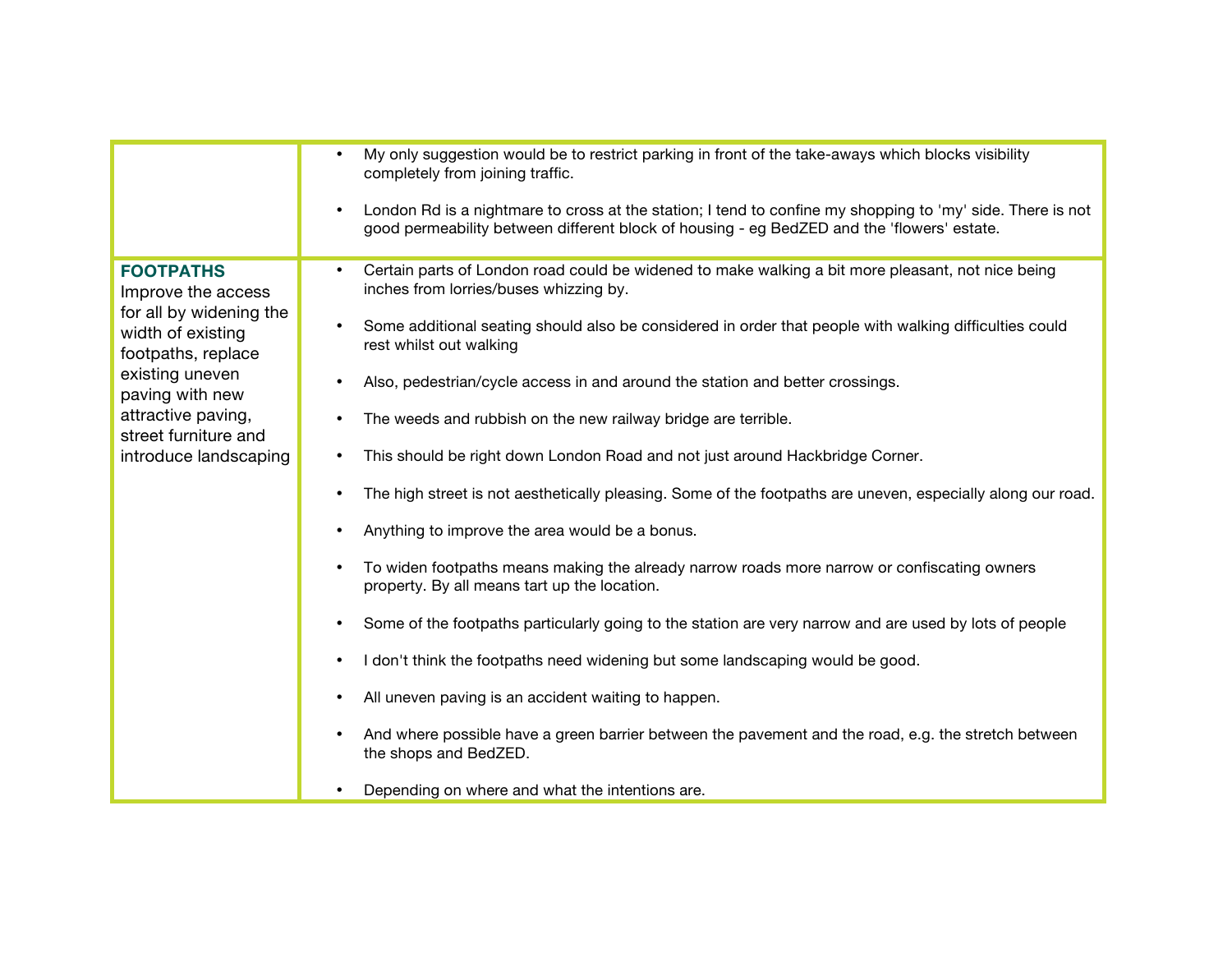| | |
|---|---|
| | • My only suggestion would be to restrict parking in front of the take-aways which blocks visibility completely from joining traffic.<br><br>• London Rd is a nightmare to cross at the station; I tend to confine my shopping to 'my' side. There is not good permeability between different block of housing - eg BedZED and the 'flowers' estate. |
| **FOOTPATHS**<br>Improve the access for all by widening the width of existing footpaths, replace existing uneven paving with new attractive paving, street furniture and introduce landscaping | • Certain parts of London road could be widened to make walking a bit more pleasant, not nice being inches from lorries/buses whizzing by.<br><br>• Some additional seating should also be considered in order that people with walking difficulties could rest whilst out walking<br><br>• Also, pedestrian/cycle access in and around the station and better crossings.<br><br>• The weeds and rubbish on the new railway bridge are terrible.<br><br>• This should be right down London Road and not just around Hackbridge Corner.<br><br>• The high street is not aesthetically pleasing. Some of the footpaths are uneven, especially along our road.<br><br>• Anything to improve the area would be a bonus.<br><br>• To widen footpaths means making the already narrow roads more narrow or confiscating owners property. By all means tart up the location.<br><br>• Some of the footpaths particularly going to the station are very narrow and are used by lots of people<br><br>• I don't think the footpaths need widening but some landscaping would be good.<br><br>• All uneven paving is an accident waiting to happen.<br><br>• And where possible have a green barrier between the pavement and the road, e.g. the stretch between the shops and BedZED.<br><br>• Depending on where and what the intentions are. |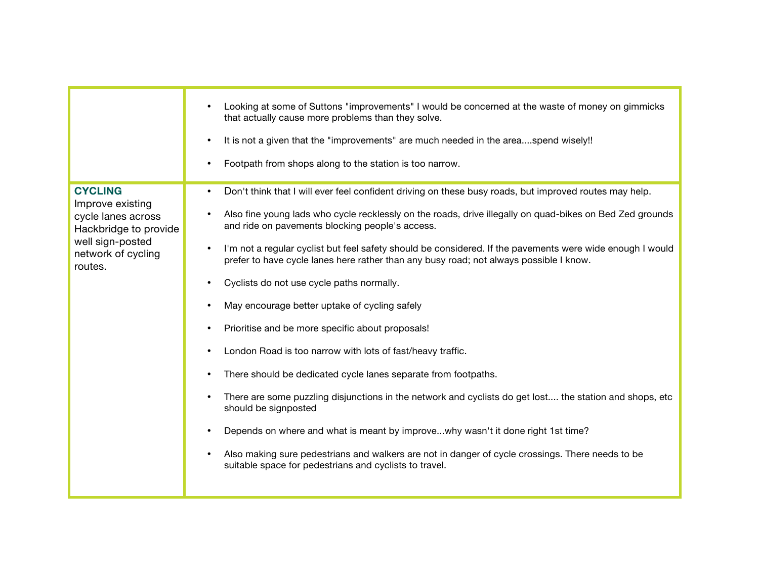| | |
|---|---|
| | • Looking at some of Suttons "improvements" I would be concerned at the waste of money on gimmicks that actually cause more problems than they solve.<br><br>• It is not a given that the "improvements" are much needed in the area....spend wisely!!<br><br>• Footpath from shops along to the station is too narrow. |
| **CYCLING**<br>Improve existing cycle lanes across Hackbridge to provide well sign-posted network of cycling routes. | • Don't think that I will ever feel confident driving on these busy roads, but improved routes may help.<br><br>• Also fine young lads who cycle recklessly on the roads, drive illegally on quad-bikes on Bed Zed grounds and ride on pavements blocking people's access.<br><br>• I'm not a regular cyclist but feel safety should be considered. If the pavements were wide enough I would prefer to have cycle lanes here rather than any busy road; not always possible I know.<br><br>• Cyclists do not use cycle paths normally.<br><br>• May encourage better uptake of cycling safely<br><br>• Prioritise and be more specific about proposals!<br><br>• London Road is too narrow with lots of fast/heavy traffic.<br><br>• There should be dedicated cycle lanes separate from footpaths.<br><br>• There are some puzzling disjunctions in the network and cyclists do get lost.... the station and shops, etc should be signposted<br><br>• Depends on where and what is meant by improve...why wasn't it done right 1st time?<br><br>• Also making sure pedestrians and walkers are not in danger of cycle crossings. There needs to be suitable space for pedestrians and cyclists to travel. |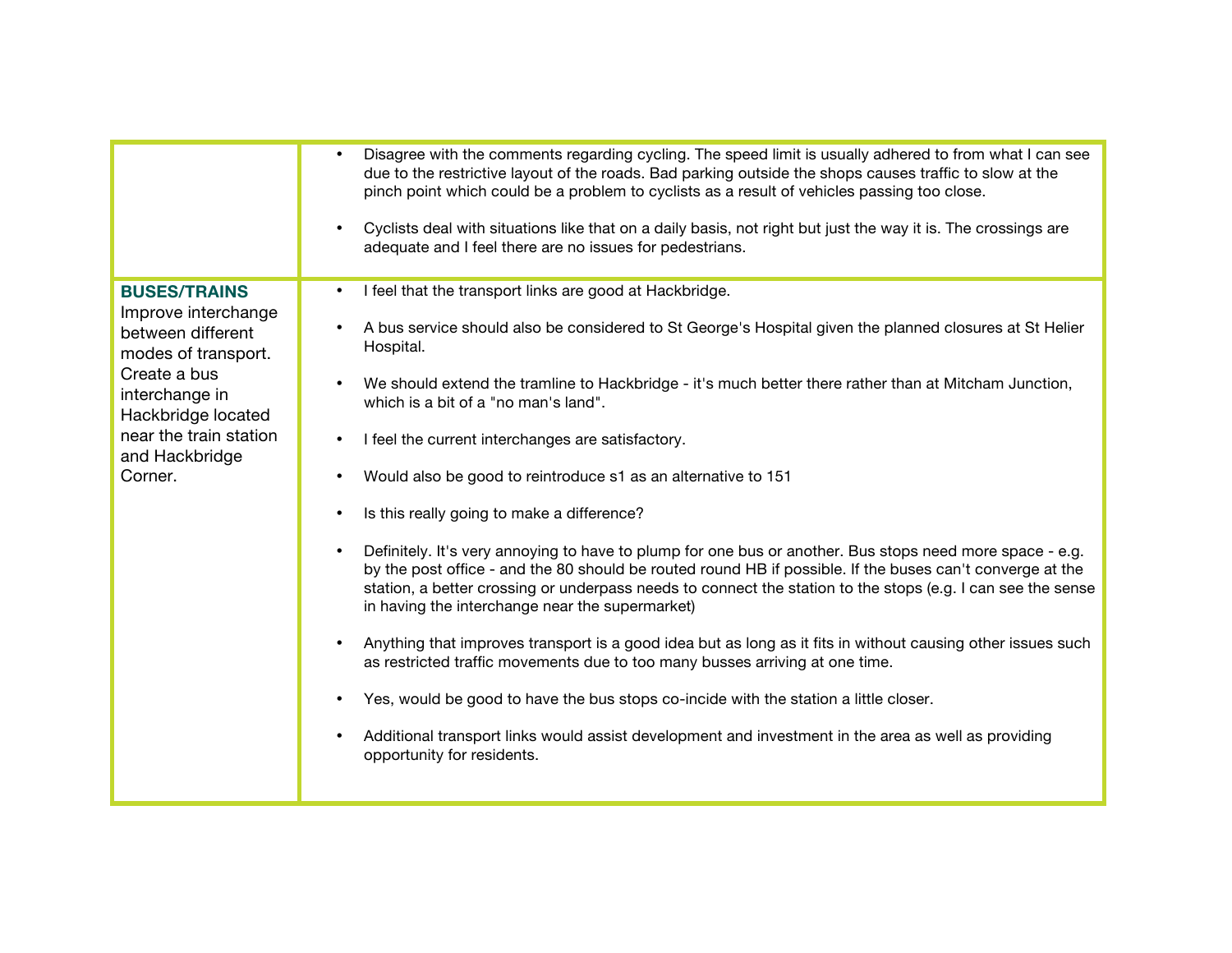| | |
|---|---|
| | • Disagree with the comments regarding cycling. The speed limit is usually adhered to from what I can see due to the restrictive layout of the roads. Bad parking outside the shops causes traffic to slow at the pinch point which could be a problem to cyclists as a result of vehicles passing too close.<br><br>• Cyclists deal with situations like that on a daily basis, not right but just the way it is. The crossings are adequate and I feel there are no issues for pedestrians. |
| **BUSES/TRAINS**<br>Improve interchange between different modes of transport. Create a bus interchange in Hackbridge located near the train station and Hackbridge Corner. | • I feel that the transport links are good at Hackbridge.<br><br>• A bus service should also be considered to St George's Hospital given the planned closures at St Helier Hospital.<br><br>• We should extend the tramline to Hackbridge - it's much better there rather than at Mitcham Junction, which is a bit of a "no man's land".<br><br>• I feel the current interchanges are satisfactory.<br><br>• Would also be good to reintroduce s1 as an alternative to 151<br><br>• Is this really going to make a difference?<br><br>• Definitely. It's very annoying to have to plump for one bus or another. Bus stops need more space - e.g. by the post office - and the 80 should be routed round HB if possible. If the buses can't converge at the station, a better crossing or underpass needs to connect the station to the stops (e.g. I can see the sense in having the interchange near the supermarket)<br><br>• Anything that improves transport is a good idea but as long as it fits in without causing other issues such as restricted traffic movements due to too many busses arriving at one time.<br><br>• Yes, would be good to have the bus stops co-incide with the station a little closer.<br><br>• Additional transport links would assist development and investment in the area as well as providing opportunity for residents. |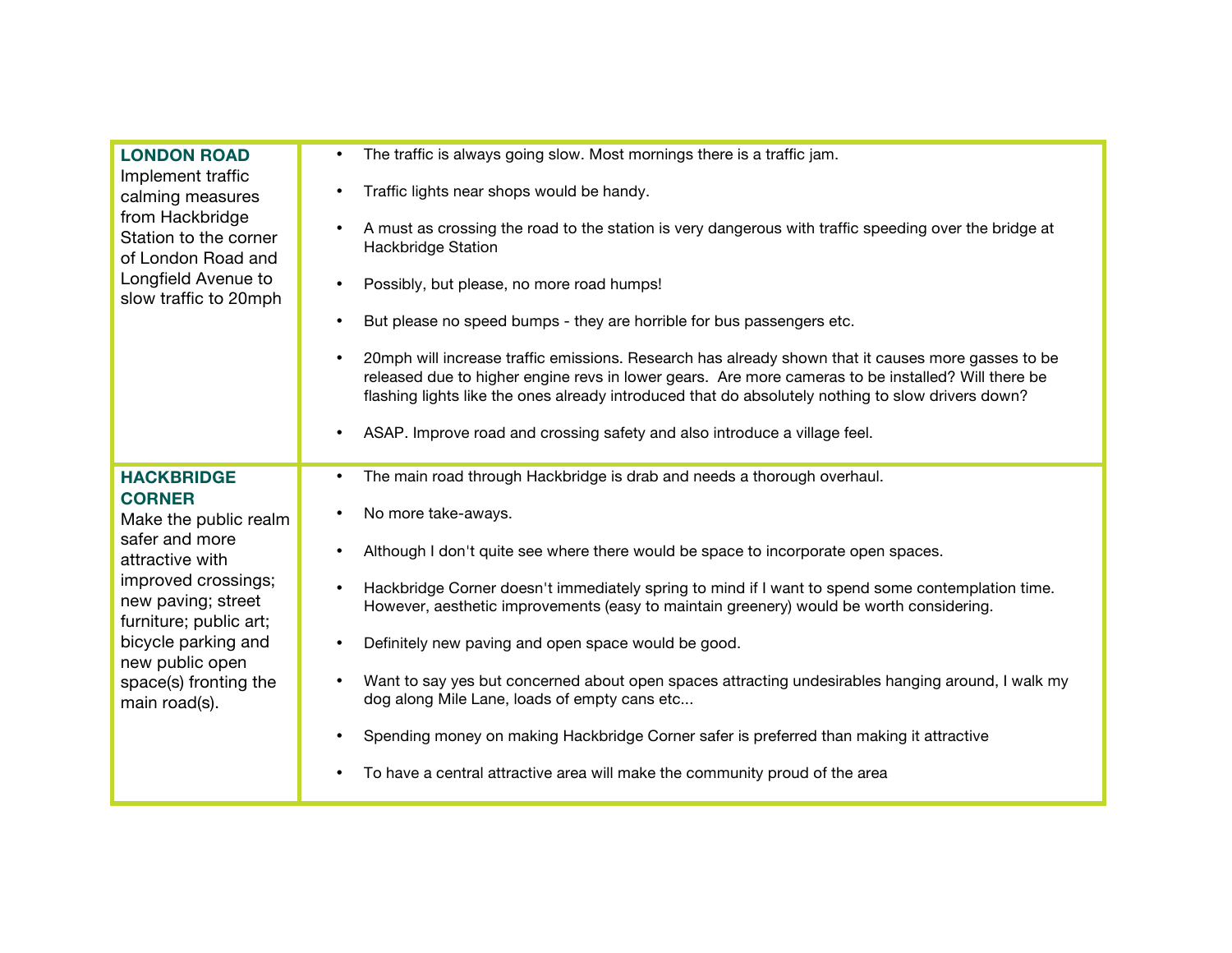| | |
|---|---|
| **LONDON ROAD**<br>Implement traffic calming measures from Hackbridge Station to the corner of London Road and Longfield Avenue to slow traffic to 20mph | • The traffic is always going slow. Most mornings there is a traffic jam.<br>• Traffic lights near shops would be handy.<br>• A must as crossing the road to the station is very dangerous with traffic speeding over the bridge at Hackbridge Station<br>• Possibly, but please, no more road humps!<br>• But please no speed bumps - they are horrible for bus passengers etc.<br>• 20mph will increase traffic emissions. Research has already shown that it causes more gasses to be released due to higher engine revs in lower gears. Are more cameras to be installed? Will there be flashing lights like the ones already introduced that do absolutely nothing to slow drivers down?<br>• ASAP. Improve road and crossing safety and also introduce a village feel. |
| **HACKBRIDGE CORNER**<br>Make the public realm safer and more attractive with improved crossings; new paving; street furniture; public art; bicycle parking and new public open space(s) fronting the main road(s). | • The main road through Hackbridge is drab and needs a thorough overhaul.<br>• No more take-aways.<br>• Although I don't quite see where there would be space to incorporate open spaces.<br>• Hackbridge Corner doesn't immediately spring to mind if I want to spend some contemplation time. However, aesthetic improvements (easy to maintain greenery) would be worth considering.<br>• Definitely new paving and open space would be good.<br>• Want to say yes but concerned about open spaces attracting undesirables hanging around, I walk my dog along Mile Lane, loads of empty cans etc...<br>• Spending money on making Hackbridge Corner safer is preferred than making it attractive<br>• To have a central attractive area will make the community proud of the area |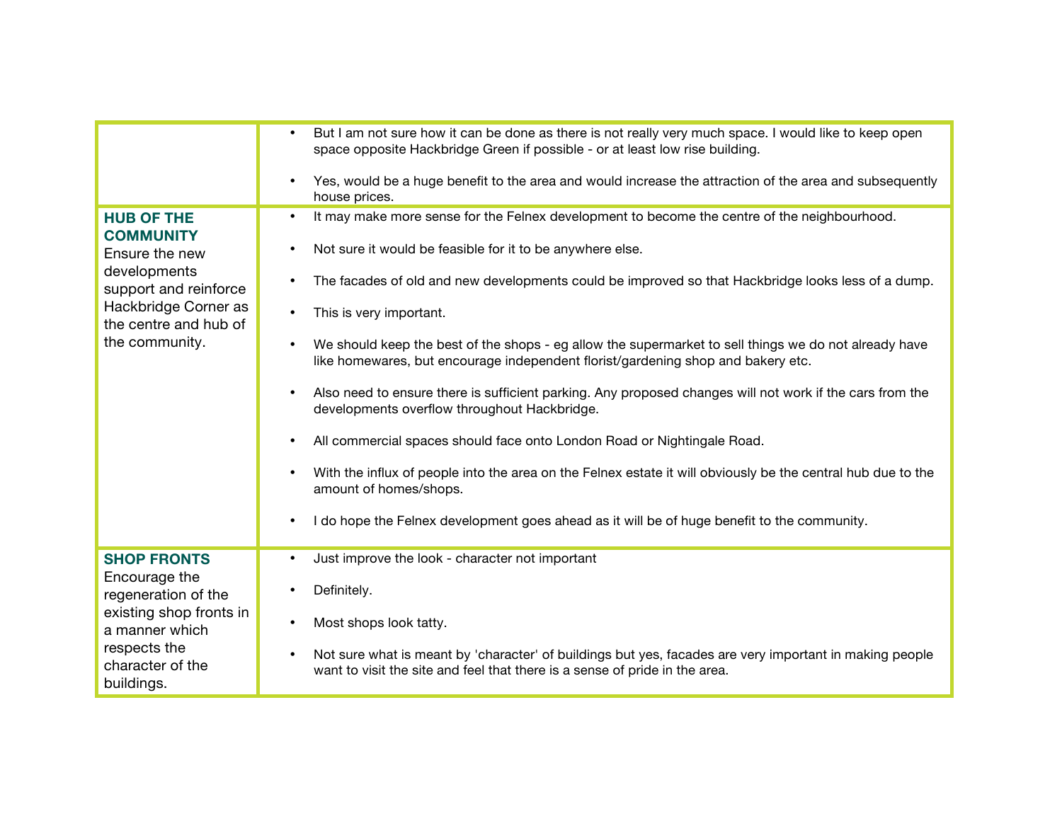| | |
|---|---|
| | • But I am not sure how it can be done as there is not really very much space. I would like to keep open space opposite Hackbridge Green if possible - or at least low rise building.<br><br>• Yes, would be a huge benefit to the area and would increase the attraction of the area and subsequently house prices. |
| **HUB OF THE COMMUNITY**<br>Ensure the new developments support and reinforce Hackbridge Corner as the centre and hub of the community. | • It may make more sense for the Felnex development to become the centre of the neighbourhood.<br><br>• Not sure it would be feasible for it to be anywhere else.<br><br>• The facades of old and new developments could be improved so that Hackbridge looks less of a dump.<br><br>• This is very important.<br><br>• We should keep the best of the shops - eg allow the supermarket to sell things we do not already have like homewares, but encourage independent florist/gardening shop and bakery etc.<br><br>• Also need to ensure there is sufficient parking. Any proposed changes will not work if the cars from the developments overflow throughout Hackbridge.<br><br>• All commercial spaces should face onto London Road or Nightingale Road.<br><br>• With the influx of people into the area on the Felnex estate it will obviously be the central hub due to the amount of homes/shops.<br><br>• I do hope the Felnex development goes ahead as it will be of huge benefit to the community. |
| **SHOP FRONTS**<br>Encourage the regeneration of the existing shop fronts in a manner which respects the character of the buildings. | • Just improve the look - character not important<br><br>• Definitely.<br><br>• Most shops look tatty.<br><br>• Not sure what is meant by 'character' of buildings but yes, facades are very important in making people want to visit the site and feel that there is a sense of pride in the area. |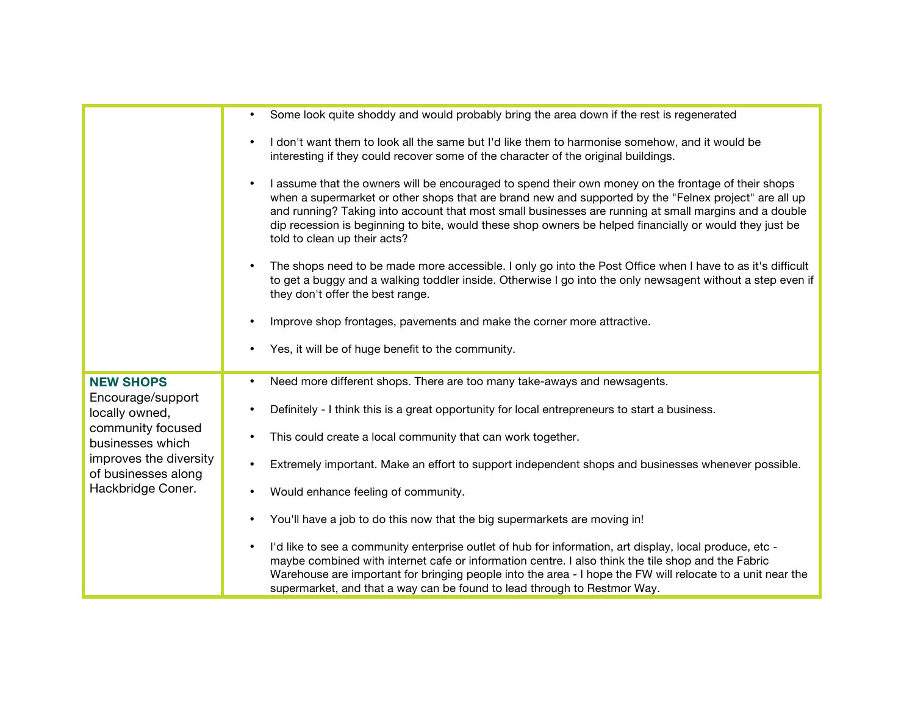| | |
|---|---|
| | • Some look quite shoddy and would probably bring the area down if the rest is regenerated<br><br>• I don't want them to look all the same but I'd like them to harmonise somehow, and it would be interesting if they could recover some of the character of the original buildings.<br><br>• I assume that the owners will be encouraged to spend their own money on the frontage of their shops when a supermarket or other shops that are brand new and supported by the "Felnex project" are all up and running? Taking into account that most small businesses are running at small margins and a double dip recession is beginning to bite, would these shop owners be helped financially or would they just be told to clean up their acts?<br><br>• The shops need to be made more accessible. I only go into the Post Office when I have to as it's difficult to get a buggy and a walking toddler inside. Otherwise I go into the only newsagent without a step even if they don't offer the best range.<br><br>• Improve shop frontages, pavements and make the corner more attractive.<br><br>• Yes, it will be of huge benefit to the community. |
| **NEW SHOPS**<br>Encourage/support locally owned, community focused businesses which improves the diversity of businesses along Hackbridge Coner. | • Need more different shops. There are too many take-aways and newsagents.<br><br>• Definitely - I think this is a great opportunity for local entrepreneurs to start a business.<br><br>• This could create a local community that can work together.<br><br>• Extremely important. Make an effort to support independent shops and businesses whenever possible.<br><br>• Would enhance feeling of community.<br><br>• You'll have a job to do this now that the big supermarkets are moving in!<br><br>• I'd like to see a community enterprise outlet of hub for information, art display, local produce, etc - maybe combined with internet cafe or information centre. I also think the tile shop and the Fabric Warehouse are important for bringing people into the area - I hope the FW will relocate to a unit near the supermarket, and that a way can be found to lead through to Restmor Way. |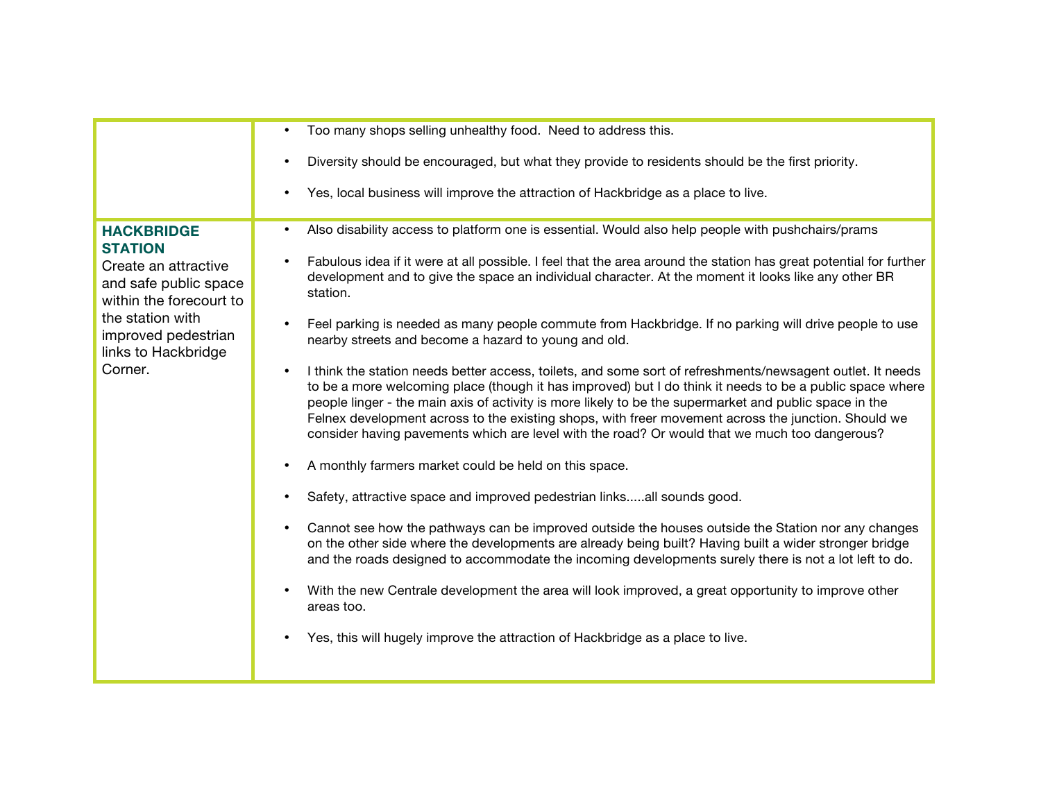| | |
|---|---|
| | • Too many shops selling unhealthy food. Need to address this.<br><br>• Diversity should be encouraged, but what they provide to residents should be the first priority.<br><br>• Yes, local business will improve the attraction of Hackbridge as a place to live. |
| **HACKBRIDGE STATION**<br>Create an attractive and safe public space within the forecourt to the station with improved pedestrian links to Hackbridge Corner. | • Also disability access to platform one is essential. Would also help people with pushchairs/prams<br><br>• Fabulous idea if it were at all possible. I feel that the area around the station has great potential for further development and to give the space an individual character. At the moment it looks like any other BR station.<br><br>• Feel parking is needed as many people commute from Hackbridge. If no parking will drive people to use nearby streets and become a hazard to young and old.<br><br>• I think the station needs better access, toilets, and some sort of refreshments/newsagent outlet. It needs to be a more welcoming place (though it has improved) but I do think it needs to be a public space where people linger - the main axis of activity is more likely to be the supermarket and public space in the Felnex development across to the existing shops, with freer movement across the junction. Should we consider having pavements which are level with the road? Or would that we much too dangerous?<br><br>• A monthly farmers market could be held on this space.<br><br>• Safety, attractive space and improved pedestrian links.....all sounds good.<br><br>• Cannot see how the pathways can be improved outside the houses outside the Station nor any changes on the other side where the developments are already being built? Having built a wider stronger bridge and the roads designed to accommodate the incoming developments surely there is not a lot left to do.<br><br>• With the new Centrale development the area will look improved, a great opportunity to improve other areas too.<br><br>• Yes, this will hugely improve the attraction of Hackbridge as a place to live. |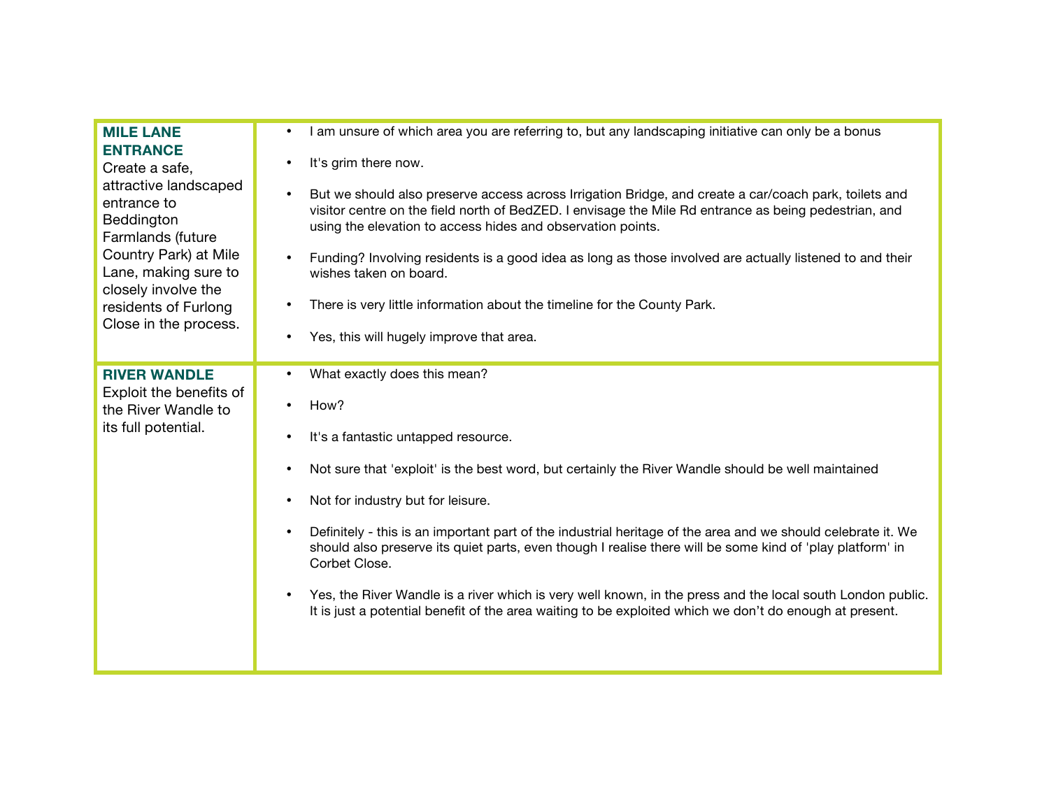| | |
|---|---|
| **MILE LANE ENTRANCE** Create a safe, attractive landscaped entrance to Beddington Farmlands (future Country Park) at Mile Lane, making sure to closely involve the residents of Furlong Close in the process. | • I am unsure of which area you are referring to, but any landscaping initiative can only be a bonus<br>• It's grim there now.<br>• But we should also preserve access across Irrigation Bridge, and create a car/coach park, toilets and visitor centre on the field north of BedZED. I envisage the Mile Rd entrance as being pedestrian, and using the elevation to access hides and observation points.<br>• Funding? Involving residents is a good idea as long as those involved are actually listened to and their wishes taken on board.<br>• There is very little information about the timeline for the County Park.<br>• Yes, this will hugely improve that area. |
| **RIVER WANDLE** Exploit the benefits of the River Wandle to its full potential. | • What exactly does this mean?<br>• How?<br>• It's a fantastic untapped resource.<br>• Not sure that 'exploit' is the best word, but certainly the River Wandle should be well maintained<br>• Not for industry but for leisure.<br>• Definitely - this is an important part of the industrial heritage of the area and we should celebrate it. We should also preserve its quiet parts, even though I realise there will be some kind of 'play platform' in Corbet Close.<br>• Yes, the River Wandle is a river which is very well known, in the press and the local south London public. It is just a potential benefit of the area waiting to be exploited which we don't do enough at present. |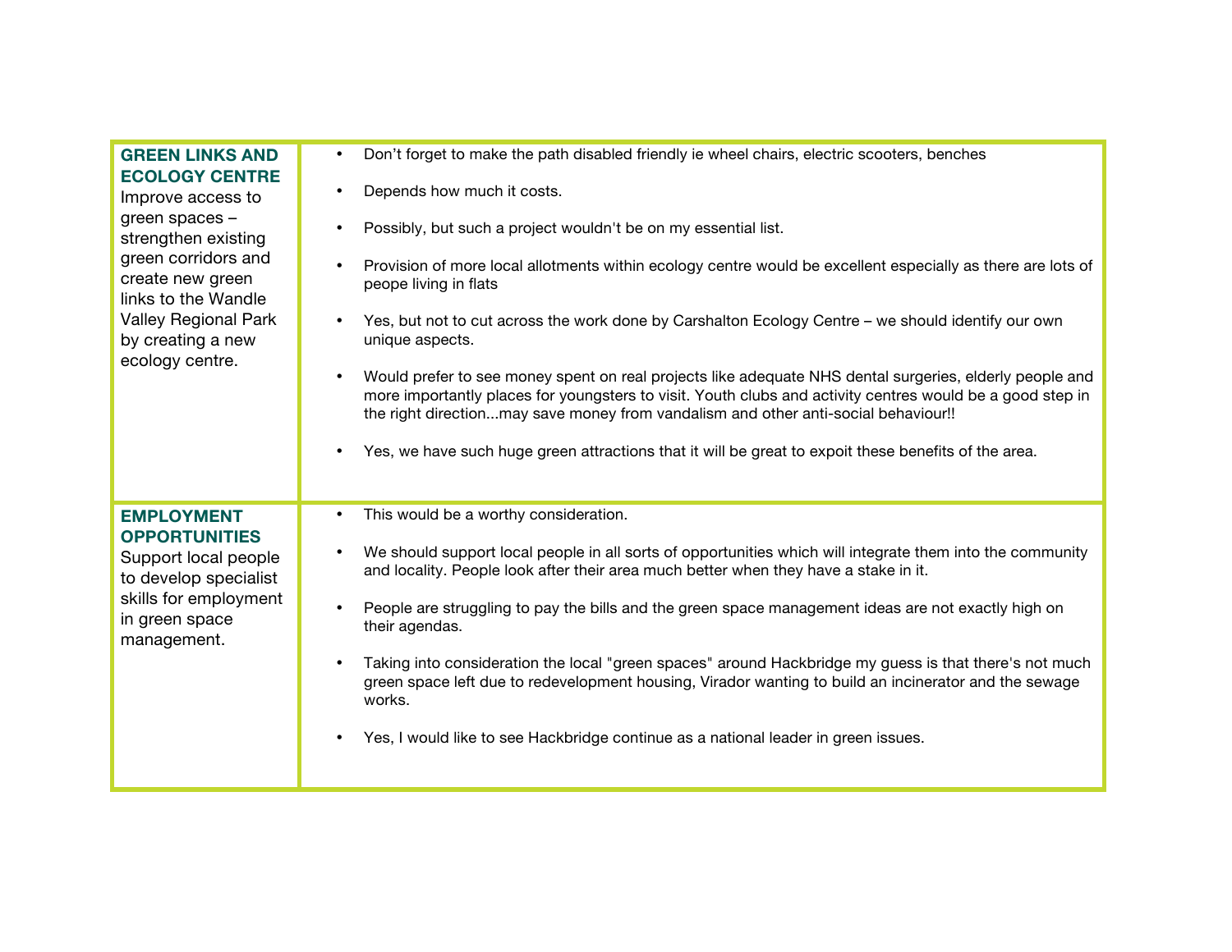| | |
|---|---|
| **GREEN LINKS AND ECOLOGY CENTRE**<br>Improve access to green spaces – strengthen existing green corridors and create new green links to the Wandle Valley Regional Park by creating a new ecology centre. | • Don't forget to make the path disabled friendly ie wheel chairs, electric scooters, benches<br>• Depends how much it costs.<br>• Possibly, but such a project wouldn't be on my essential list.<br>• Provision of more local allotments within ecology centre would be excellent especially as there are lots of peope living in flats<br>• Yes, but not to cut across the work done by Carshalton Ecology Centre – we should identify our own unique aspects.<br>• Would prefer to see money spent on real projects like adequate NHS dental surgeries, elderly people and more importantly places for youngsters to visit. Youth clubs and activity centres would be a good step in the right direction...may save money from vandalism and other anti-social behaviour!!<br>• Yes, we have such huge green attractions that it will be great to expoit these benefits of the area. |
| **EMPLOYMENT OPPORTUNITIES**<br>Support local people to develop specialist skills for employment in green space management. | • This would be a worthy consideration.<br>• We should support local people in all sorts of opportunities which will integrate them into the community and locality. People look after their area much better when they have a stake in it.<br>• People are struggling to pay the bills and the green space management ideas are not exactly high on their agendas.<br>• Taking into consideration the local "green spaces" around Hackbridge my guess is that there's not much green space left due to redevelopment housing, Virador wanting to build an incinerator and the sewage works.<br>• Yes, I would like to see Hackbridge continue as a national leader in green issues. |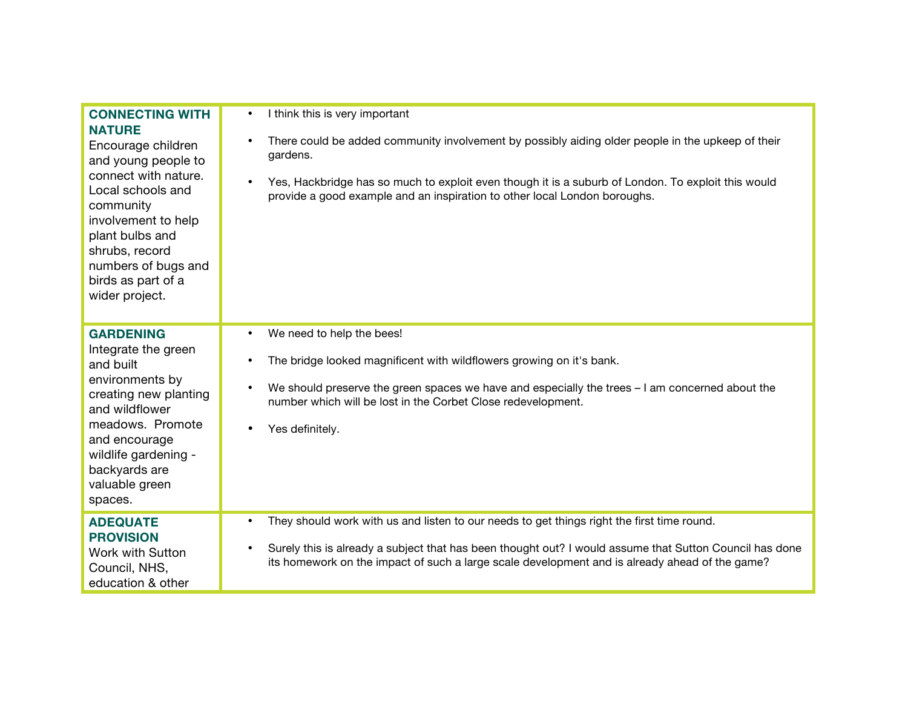| | |
|---|---|
| **CONNECTING WITH NATURE** Encourage children and young people to connect with nature. Local schools and community involvement to help plant bulbs and shrubs, record numbers of bugs and birds as part of a wider project. | • I think this is very important<br><br>• There could be added community involvement by possibly aiding older people in the upkeep of their gardens.<br><br>• Yes, Hackbridge has so much to exploit even though it is a suburb of London. To exploit this would provide a good example and an inspiration to other local London boroughs. |
| **GARDENING** Integrate the green and built environments by creating new planting and wildflower meadows. Promote and encourage wildlife gardening - backyards are valuable green spaces. | • We need to help the bees!<br><br>• The bridge looked magnificent with wildflowers growing on it's bank.<br><br>• We should preserve the green spaces we have and especially the trees – I am concerned about the number which will be lost in the Corbet Close redevelopment.<br><br>• Yes definitely. |
| **ADEQUATE PROVISION** Work with Sutton Council, NHS, education & other | • They should work with us and listen to our needs to get things right the first time round.<br><br>• Surely this is already a subject that has been thought out? I would assume that Sutton Council has done its homework on the impact of such a large scale development and is already ahead of the game? |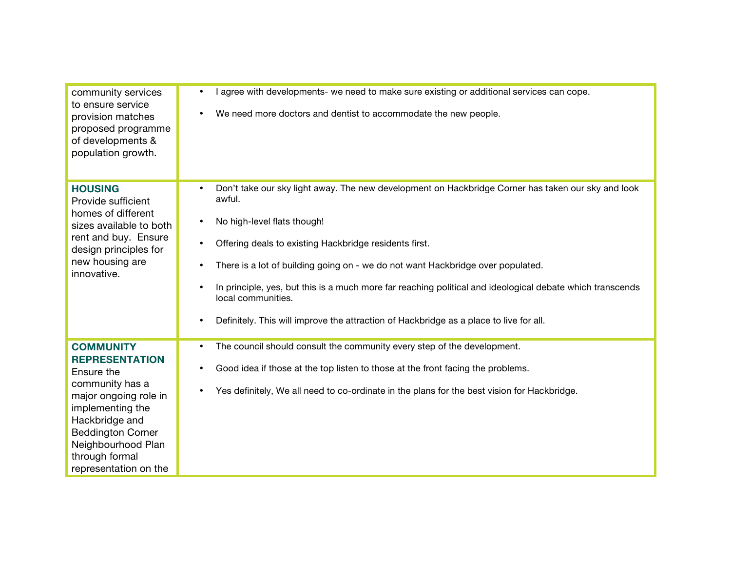| | |
|---|---|
| community services to ensure service provision matches proposed programme of developments & population growth. | • I agree with developments- we need to make sure existing or additional services can cope.<br><br>• We need more doctors and dentist to accommodate the new people. |
| **HOUSING**<br>Provide sufficient homes of different sizes available to both rent and buy. Ensure design principles for new housing are innovative. | • Don't take our sky light away. The new development on Hackbridge Corner has taken our sky and look awful.<br><br>• No high-level flats though!<br><br>• Offering deals to existing Hackbridge residents first.<br><br>• There is a lot of building going on - we do not want Hackbridge over populated.<br><br>• In principle, yes, but this is a much more far reaching political and ideological debate which transcends local communities.<br><br>• Definitely. This will improve the attraction of Hackbridge as a place to live for all. |
| **COMMUNITY REPRESENTATION**<br>Ensure the community has a major ongoing role in implementing the Hackbridge and Beddington Corner Neighbourhood Plan through formal representation on the | • The council should consult the community every step of the development.<br><br>• Good idea if those at the top listen to those at the front facing the problems.<br><br>• Yes definitely, We all need to co-ordinate in the plans for the best vision for Hackbridge. |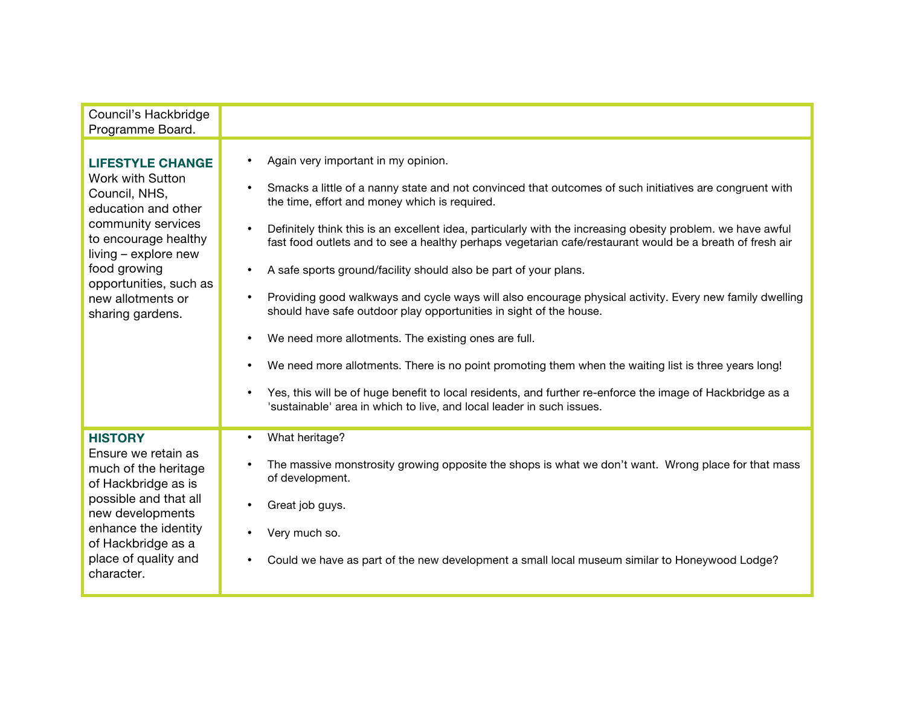| | |
|---|---|
| Council's Hackbridge Programme Board. | |
| **LIFESTYLE CHANGE** Work with Sutton Council, NHS, education and other community services to encourage healthy living – explore new food growing opportunities, such as new allotments or sharing gardens. | • Again very important in my opinion.<br>• Smacks a little of a nanny state and not convinced that outcomes of such initiatives are congruent with the time, effort and money which is required.<br>• Definitely think this is an excellent idea, particularly with the increasing obesity problem. we have awful fast food outlets and to see a healthy perhaps vegetarian cafe/restaurant would be a breath of fresh air<br>• A safe sports ground/facility should also be part of your plans.<br>• Providing good walkways and cycle ways will also encourage physical activity. Every new family dwelling should have safe outdoor play opportunities in sight of the house.<br>• We need more allotments. The existing ones are full.<br>• We need more allotments. There is no point promoting them when the waiting list is three years long!<br>• Yes, this will be of huge benefit to local residents, and further re-enforce the image of Hackbridge as a 'sustainable' area in which to live, and local leader in such issues. |
| **HISTORY** Ensure we retain as much of the heritage of Hackbridge as is possible and that all new developments enhance the identity of Hackbridge as a place of quality and character. | • What heritage?<br>• The massive monstrosity growing opposite the shops is what we don't want. Wrong place for that mass of development.<br>• Great job guys.<br>• Very much so.<br>• Could we have as part of the new development a small local museum similar to Honeywood Lodge? |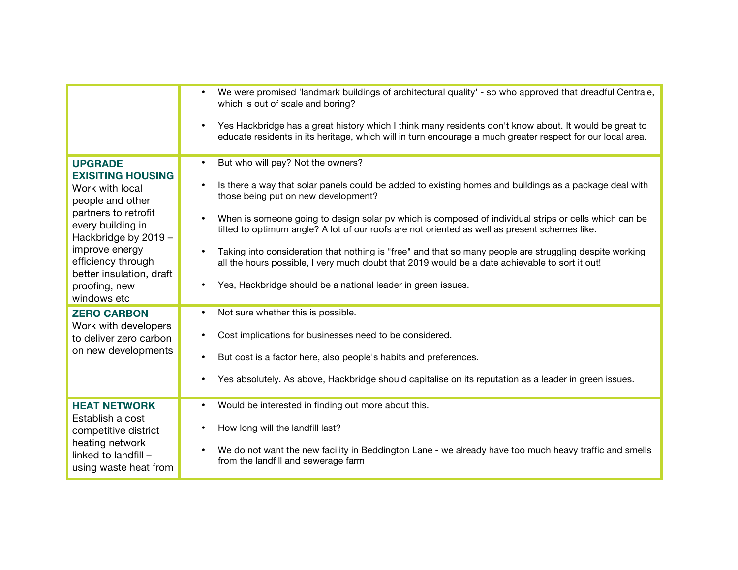| | |
|---|---|
| | • We were promised 'landmark buildings of architectural quality' - so who approved that dreadful Centrale, which is out of scale and boring?<br><br>• Yes Hackbridge has a great history which I think many residents don't know about. It would be great to educate residents in its heritage, which will in turn encourage a much greater respect for our local area. |
| **UPGRADE EXISITING HOUSING**<br>Work with local people and other partners to retrofit every building in Hackbridge by 2019 – improve energy efficiency through better insulation, draft proofing, new windows etc | • But who will pay? Not the owners?<br><br>• Is there a way that solar panels could be added to existing homes and buildings as a package deal with those being put on new development?<br><br>• When is someone going to design solar pv which is composed of individual strips or cells which can be tilted to optimum angle? A lot of our roofs are not oriented as well as present schemes like.<br><br>• Taking into consideration that nothing is "free" and that so many people are struggling despite working all the hours possible, I very much doubt that 2019 would be a date achievable to sort it out!<br><br>• Yes, Hackbridge should be a national leader in green issues. |
| **ZERO CARBON**<br>Work with developers to deliver zero carbon on new developments | • Not sure whether this is possible.<br><br>• Cost implications for businesses need to be considered.<br><br>• But cost is a factor here, also people's habits and preferences.<br><br>• Yes absolutely. As above, Hackbridge should capitalise on its reputation as a leader in green issues. |
| **HEAT NETWORK**<br>Establish a cost competitive district heating network linked to landfill – using waste heat from | • Would be interested in finding out more about this.<br><br>• How long will the landfill last?<br><br>• We do not want the new facility in Beddington Lane - we already have too much heavy traffic and smells from the landfill and sewerage farm |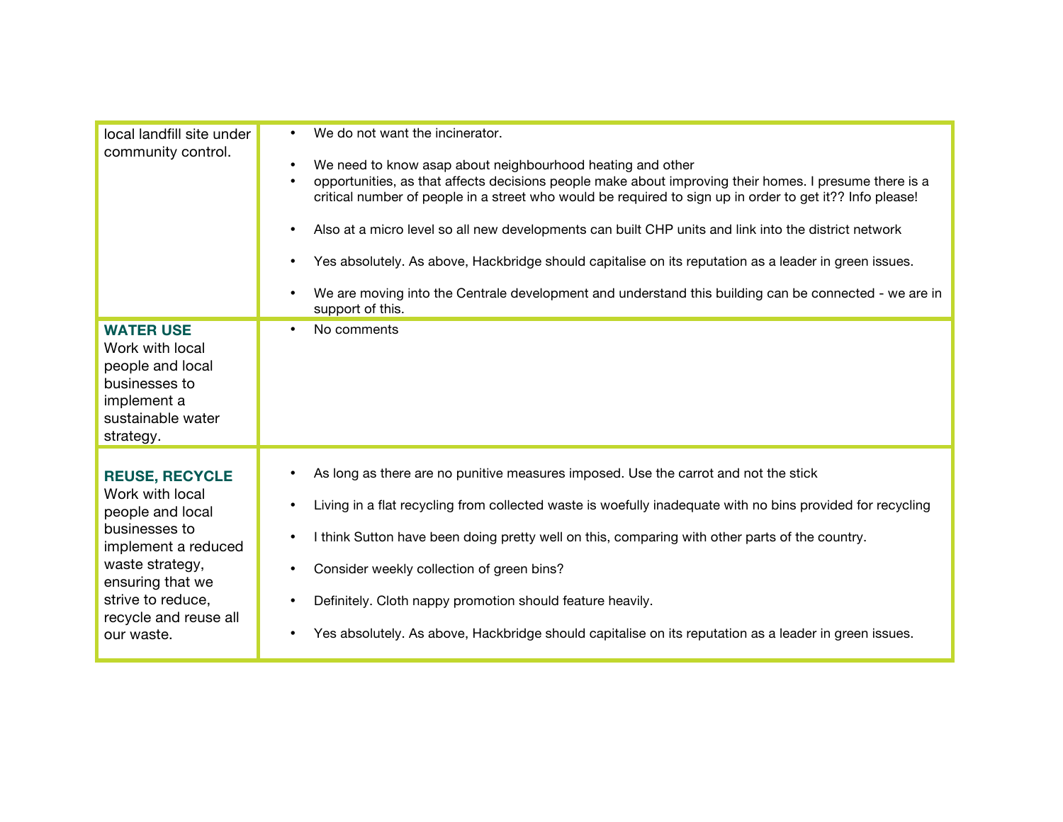| | |
|---|---|
| local landfill site under community control. | • We do not want the incinerator.<br><br>• We need to know asap about neighbourhood heating and other<br>• opportunities, as that affects decisions people make about improving their homes. I presume there is a critical number of people in a street who would be required to sign up in order to get it?? Info please!<br><br>• Also at a micro level so all new developments can built CHP units and link into the district network<br><br>• Yes absolutely. As above, Hackbridge should capitalise on its reputation as a leader in green issues.<br><br>• We are moving into the Centrale development and understand this building can be connected - we are in support of this. |
| **WATER USE**<br>Work with local people and local businesses to implement a sustainable water strategy. | • No comments |
| **REUSE, RECYCLE**<br>Work with local people and local businesses to implement a reduced waste strategy, ensuring that we strive to reduce, recycle and reuse all our waste. | • As long as there are no punitive measures imposed. Use the carrot and not the stick<br><br>• Living in a flat recycling from collected waste is woefully inadequate with no bins provided for recycling<br><br>• I think Sutton have been doing pretty well on this, comparing with other parts of the country.<br><br>• Consider weekly collection of green bins?<br><br>• Definitely. Cloth nappy promotion should feature heavily.<br><br>• Yes absolutely. As above, Hackbridge should capitalise on its reputation as a leader in green issues. |